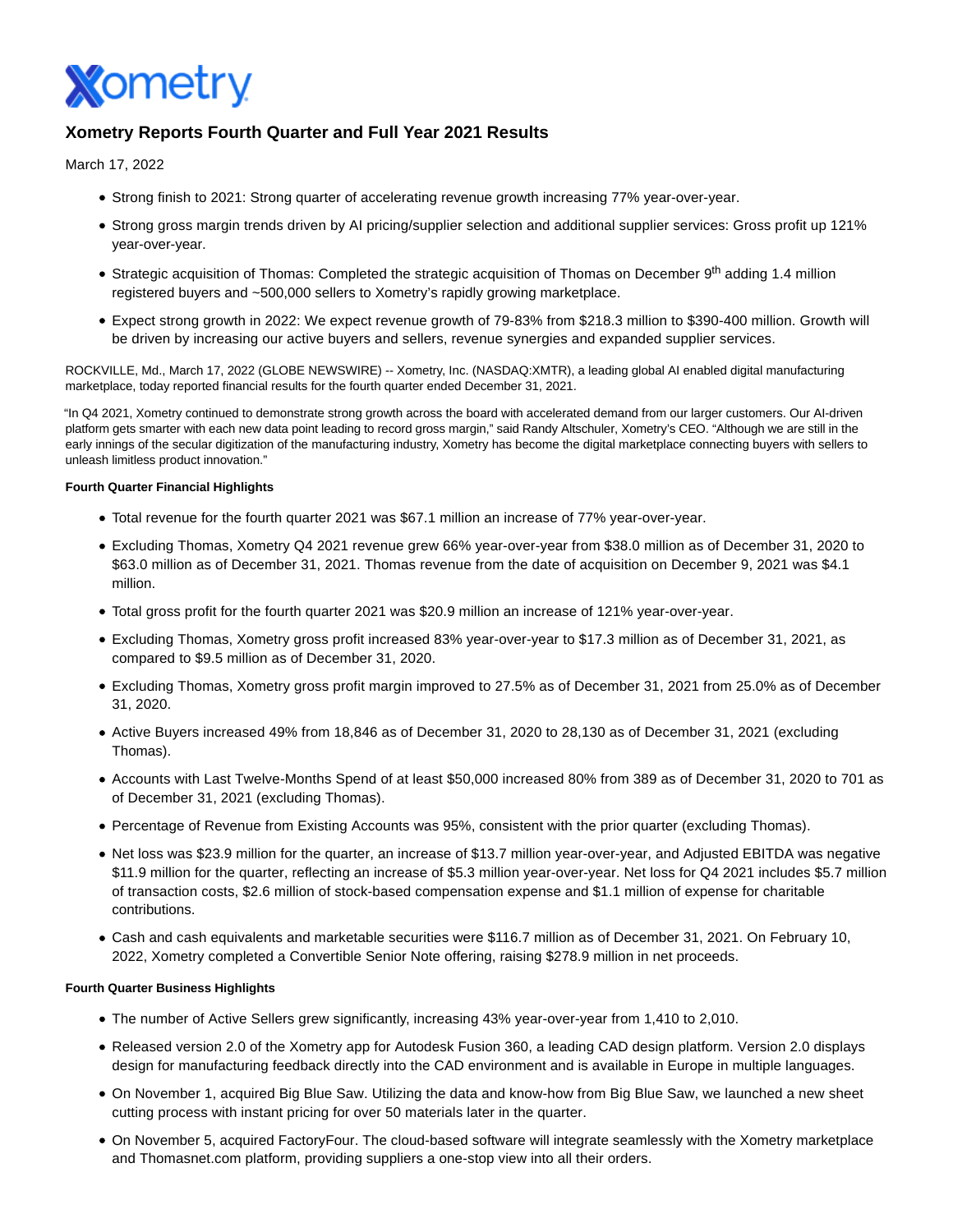Xometry

# Xometry Reports Fourth Quarter and Full Year 2021 Results

March 17, 2022

- Strong finish to 2021: Strong quarter of accelerating revenue growth increasing 77% year-over-year.
- Strong gross margin trends driven by AI pricing/supplier selection and additional supplier services: Gross profit up 121% year-over-year.
- Strategic acquisition of Thomas: Completed the strategic acquisition of Thomas on December 9th adding 1.4 million registered buyers and ~500,000 sellers to Xometry's rapidly growing marketplace.
- Expect strong growth in 2022: We expect revenue growth of 79-83% from $218.3 million to $390-400 million. Growth will be driven by increasing our active buyers and sellers, revenue synergies and expanded supplier services.

ROCKVILLE, Md., March 17, 2022 (GLOBE NEWSWIRE) -- Xometry, Inc. (NASDAQ:XMTR), a leading global AI enabled digital manufacturing marketplace, today reported financial results for the fourth quarter ended December 31, 2021.

"In Q4 2021, Xometry continued to demonstrate strong growth across the board with accelerated demand from our larger customers. Our AI-driven platform gets smarter with each new data point leading to record gross margin," said Randy Altschuler, Xometry's CEO. "Although we are still in the early innings of the secular digitization of the manufacturing industry, Xometry has become the digital marketplace connecting buyers with sellers to unleash limitless product innovation."

**Fourth Quarter Financial Highlights**

- Total revenue for the fourth quarter 2021 was $67.1 million an increase of 77% year-over-year.
- Excluding Thomas, Xometry Q4 2021 revenue grew 66% year-over-year from $38.0 million as of December 31, 2020 to $63.0 million as of December 31, 2021. Thomas revenue from the date of acquisition on December 9, 2021 was $4.1 million.
- Total gross profit for the fourth quarter 2021 was $20.9 million an increase of 121% year-over-year.
- Excluding Thomas, Xometry gross profit increased 83% year-over-year to $17.3 million as of December 31, 2021, as compared to $9.5 million as of December 31, 2020.
- Excluding Thomas, Xometry gross profit margin improved to 27.5% as of December 31, 2021 from 25.0% as of December 31, 2020.
- Active Buyers increased 49% from 18,846 as of December 31, 2020 to 28,130 as of December 31, 2021 (excluding Thomas).
- Accounts with Last Twelve-Months Spend of at least $50,000 increased 80% from 389 as of December 31, 2020 to 701 as of December 31, 2021 (excluding Thomas).
- Percentage of Revenue from Existing Accounts was 95%, consistent with the prior quarter (excluding Thomas).
- Net loss was $23.9 million for the quarter, an increase of $13.7 million year-over-year, and Adjusted EBITDA was negative $11.9 million for the quarter, reflecting an increase of $5.3 million year-over-year. Net loss for Q4 2021 includes $5.7 million of transaction costs, $2.6 million of stock-based compensation expense and $1.1 million of expense for charitable contributions.
- Cash and cash equivalents and marketable securities were $116.7 million as of December 31, 2021. On February 10, 2022, Xometry completed a Convertible Senior Note offering, raising $278.9 million in net proceeds.

**Fourth Quarter Business Highlights**

- The number of Active Sellers grew significantly, increasing 43% year-over-year from 1,410 to 2,010.
- Released version 2.0 of the Xometry app for Autodesk Fusion 360, a leading CAD design platform. Version 2.0 displays design for manufacturing feedback directly into the CAD environment and is available in Europe in multiple languages.
- On November 1, acquired Big Blue Saw. Utilizing the data and know-how from Big Blue Saw, we launched a new sheet cutting process with instant pricing for over 50 materials later in the quarter.
- On November 5, acquired FactoryFour. The cloud-based software will integrate seamlessly with the Xometry marketplace and Thomasnet.com platform, providing suppliers a one-stop view into all their orders.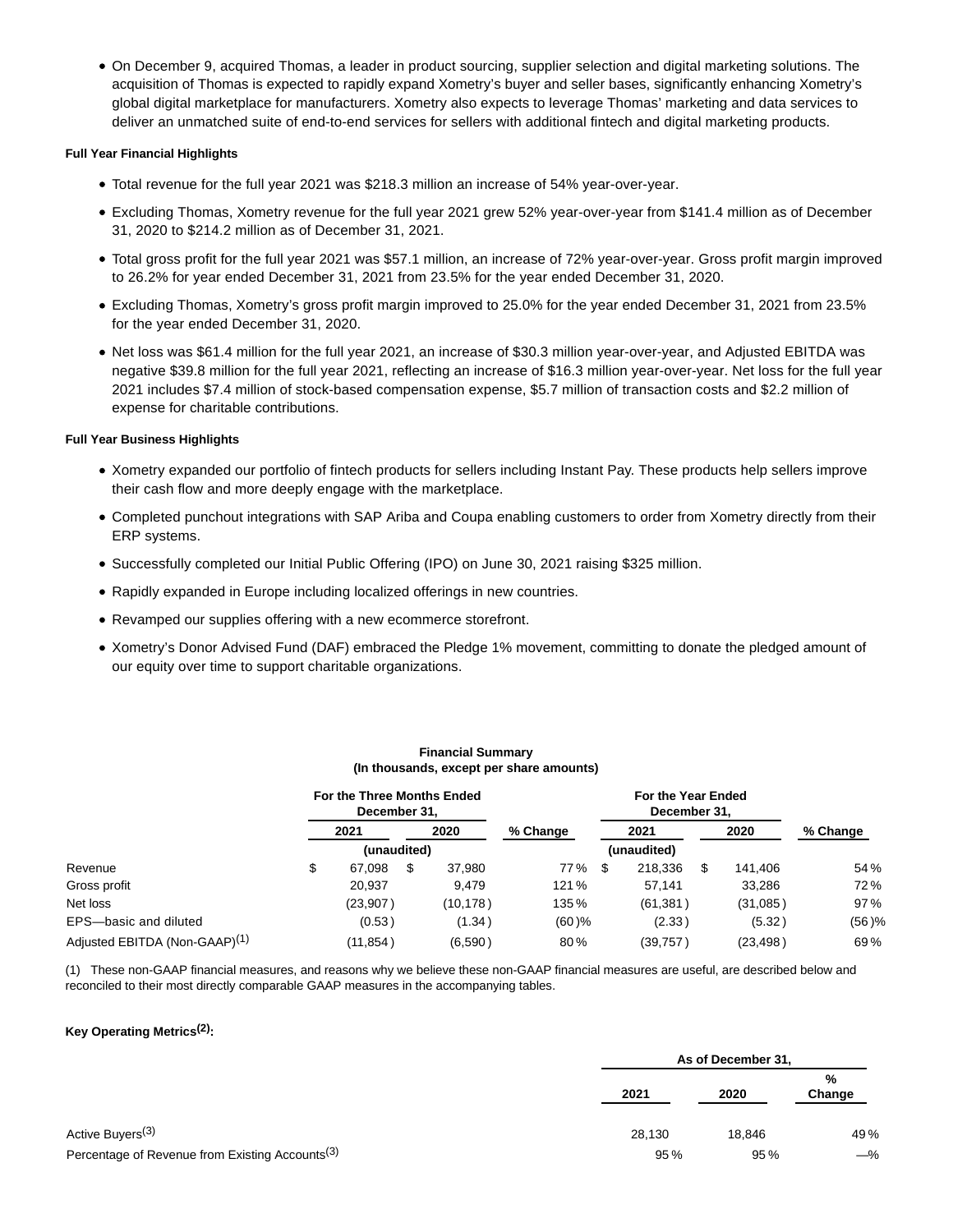- On December 9, acquired Thomas, a leader in product sourcing, supplier selection and digital marketing solutions. The acquisition of Thomas is expected to rapidly expand Xometry's buyer and seller bases, significantly enhancing Xometry's global digital marketplace for manufacturers. Xometry also expects to leverage Thomas' marketing and data services to deliver an unmatched suite of end-to-end services for sellers with additional fintech and digital marketing products.

**Full Year Financial Highlights**

- Total revenue for the full year 2021 was $218.3 million an increase of 54% year-over-year.
- Excluding Thomas, Xometry revenue for the full year 2021 grew 52% year-over-year from $141.4 million as of December 31, 2020 to $214.2 million as of December 31, 2021.
- Total gross profit for the full year 2021 was $57.1 million, an increase of 72% year-over-year. Gross profit margin improved to 26.2% for year ended December 31, 2021 from 23.5% for the year ended December 31, 2020.
- Excluding Thomas, Xometry's gross profit margin improved to 25.0% for the year ended December 31, 2021 from 23.5% for the year ended December 31, 2020.
- Net loss was $61.4 million for the full year 2021, an increase of $30.3 million year-over-year, and Adjusted EBITDA was negative $39.8 million for the full year 2021, reflecting an increase of $16.3 million year-over-year. Net loss for the full year 2021 includes $7.4 million of stock-based compensation expense, $5.7 million of transaction costs and $2.2 million of expense for charitable contributions.

**Full Year Business Highlights**

- Xometry expanded our portfolio of fintech products for sellers including Instant Pay. These products help sellers improve their cash flow and more deeply engage with the marketplace.
- Completed punchout integrations with SAP Ariba and Coupa enabling customers to order from Xometry directly from their ERP systems.
- Successfully completed our Initial Public Offering (IPO) on June 30, 2021 raising $325 million.
- Rapidly expanded in Europe including localized offerings in new countries.
- Revamped our supplies offering with a new ecommerce storefront.
- Xometry's Donor Advised Fund (DAF) embraced the Pledge 1% movement, committing to donate the pledged amount of our equity over time to support charitable organizations.

**Financial Summary**
**(In thousands, except per share amounts)**

| | For the Three Months Ended December 31, | | | For the Year Ended December 31, | | |
|---|---|---|---|---|---|---|
| | 2021 | 2020 | % Change | 2021 | 2020 | % Change |
| | (unaudited) | | | (unaudited) | | |
| Revenue | $ 67,098 | $ 37,980 | 77 % | $ 218,336 | $ 141,406 | 54 % |
| Gross profit | 20,937 | 9,479 | 121 % | 57,141 | 33,286 | 72 % |
| Net loss | (23,907 ) | (10,178 ) | 135 % | (61,381 ) | (31,085 ) | 97 % |
| EPS—basic and diluted | (0.53 ) | (1.34 ) | (60 )% | (2.33 ) | (5.32 ) | (56 )% |
| Adjusted EBITDA (Non-GAAP)[1] | (11,854 ) | (6,590 ) | 80 % | (39,757 ) | (23,498 ) | 69 % |

(1) These non-GAAP financial measures, and reasons why we believe these non-GAAP financial measures are useful, are described below and reconciled to their most directly comparable GAAP measures in the accompanying tables.

**Key Operating Metrics[2]:**

| | As of December 31, | | |
|---|---|---|---|
| | 2021 | 2020 | % Change |
| Active Buyers[3] | 28,130 | 18,846 | 49 % |
| Percentage of Revenue from Existing Accounts[3] | 95 % | 95 % | —% |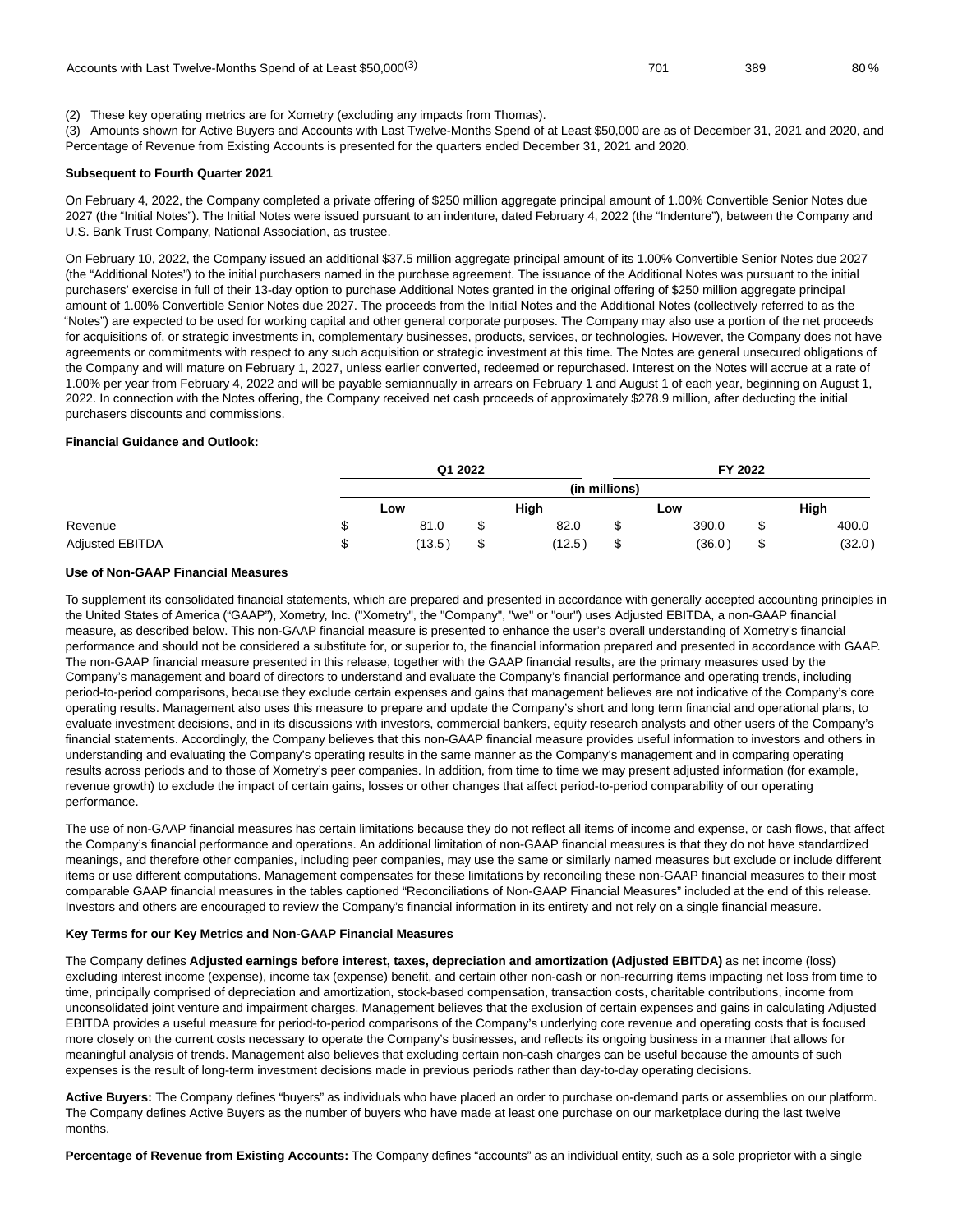| | | | |
|---|---|---|---|
| Accounts with Last Twelve-Months Spend of at Least $50,000[3] | 701 | 389 | 80 % |

(2) These key operating metrics are for Xometry (excluding any impacts from Thomas).

(3) Amounts shown for Active Buyers and Accounts with Last Twelve-Months Spend of at Least $50,000 are as of December 31, 2021 and 2020, and Percentage of Revenue from Existing Accounts is presented for the quarters ended December 31, 2021 and 2020.

**Subsequent to Fourth Quarter 2021**

On February 4, 2022, the Company completed a private offering of $250 million aggregate principal amount of 1.00% Convertible Senior Notes due 2027 (the "Initial Notes"). The Initial Notes were issued pursuant to an indenture, dated February 4, 2022 (the "Indenture"), between the Company and U.S. Bank Trust Company, National Association, as trustee.

On February 10, 2022, the Company issued an additional $37.5 million aggregate principal amount of its 1.00% Convertible Senior Notes due 2027 (the "Additional Notes") to the initial purchasers named in the purchase agreement. The issuance of the Additional Notes was pursuant to the initial purchasers' exercise in full of their 13-day option to purchase Additional Notes granted in the original offering of $250 million aggregate principal amount of 1.00% Convertible Senior Notes due 2027. The proceeds from the Initial Notes and the Additional Notes (collectively referred to as the "Notes") are expected to be used for working capital and other general corporate purposes. The Company may also use a portion of the net proceeds for acquisitions of, or strategic investments in, complementary businesses, products, services, or technologies. However, the Company does not have agreements or commitments with respect to any such acquisition or strategic investment at this time. The Notes are general unsecured obligations of the Company and will mature on February 1, 2027, unless earlier converted, redeemed or repurchased. Interest on the Notes will accrue at a rate of 1.00% per year from February 4, 2022 and will be payable semiannually in arrears on February 1 and August 1 of each year, beginning on August 1, 2022. In connection with the Notes offering, the Company received net cash proceeds of approximately $278.9 million, after deducting the initial purchasers discounts and commissions.

**Financial Guidance and Outlook:**

| | Q1 2022 | | FY 2022 | |
|---|---|---|---|---|
| | (in millions) | | | |
| | Low | High | Low | High |
| Revenue | $ 81.0 | $ 82.0 | $ 390.0 | $ 400.0 |
| Adjusted EBITDA | $ (13.5) | $ (12.5) | $ (36.0) | $ (32.0) |

**Use of Non-GAAP Financial Measures**

To supplement its consolidated financial statements, which are prepared and presented in accordance with generally accepted accounting principles in the United States of America ("GAAP"), Xometry, Inc. ("Xometry", the "Company", "we" or "our") uses Adjusted EBITDA, a non-GAAP financial measure, as described below. This non-GAAP financial measure is presented to enhance the user's overall understanding of Xometry's financial performance and should not be considered a substitute for, or superior to, the financial information prepared and presented in accordance with GAAP. The non-GAAP financial measure presented in this release, together with the GAAP financial results, are the primary measures used by the Company's management and board of directors to understand and evaluate the Company's financial performance and operating trends, including period-to-period comparisons, because they exclude certain expenses and gains that management believes are not indicative of the Company's core operating results. Management also uses this measure to prepare and update the Company's short and long term financial and operational plans, to evaluate investment decisions, and in its discussions with investors, commercial bankers, equity research analysts and other users of the Company's financial statements. Accordingly, the Company believes that this non-GAAP financial measure provides useful information to investors and others in understanding and evaluating the Company's operating results in the same manner as the Company's management and in comparing operating results across periods and to those of Xometry's peer companies. In addition, from time to time we may present adjusted information (for example, revenue growth) to exclude the impact of certain gains, losses or other changes that affect period-to-period comparability of our operating performance.

The use of non-GAAP financial measures has certain limitations because they do not reflect all items of income and expense, or cash flows, that affect the Company's financial performance and operations. An additional limitation of non-GAAP financial measures is that they do not have standardized meanings, and therefore other companies, including peer companies, may use the same or similarly named measures but exclude or include different items or use different computations. Management compensates for these limitations by reconciling these non-GAAP financial measures to their most comparable GAAP financial measures in the tables captioned "Reconciliations of Non-GAAP Financial Measures" included at the end of this release. Investors and others are encouraged to review the Company's financial information in its entirety and not rely on a single financial measure.

**Key Terms for our Key Metrics and Non-GAAP Financial Measures**

The Company defines **Adjusted earnings before interest, taxes, depreciation and amortization (Adjusted EBITDA)** as net income (loss) excluding interest income (expense), income tax (expense) benefit, and certain other non-cash or non-recurring items impacting net loss from time to time, principally comprised of depreciation and amortization, stock-based compensation, transaction costs, charitable contributions, income from unconsolidated joint venture and impairment charges. Management believes that the exclusion of certain expenses and gains in calculating Adjusted EBITDA provides a useful measure for period-to-period comparisons of the Company's underlying core revenue and operating costs that is focused more closely on the current costs necessary to operate the Company's businesses, and reflects its ongoing business in a manner that allows for meaningful analysis of trends. Management also believes that excluding certain non-cash charges can be useful because the amounts of such expenses is the result of long-term investment decisions made in previous periods rather than day-to-day operating decisions.

**Active Buyers:** The Company defines "buyers" as individuals who have placed an order to purchase on-demand parts or assemblies on our platform. The Company defines Active Buyers as the number of buyers who have made at least one purchase on our marketplace during the last twelve months.

**Percentage of Revenue from Existing Accounts:** The Company defines "accounts" as an individual entity, such as a sole proprietor with a single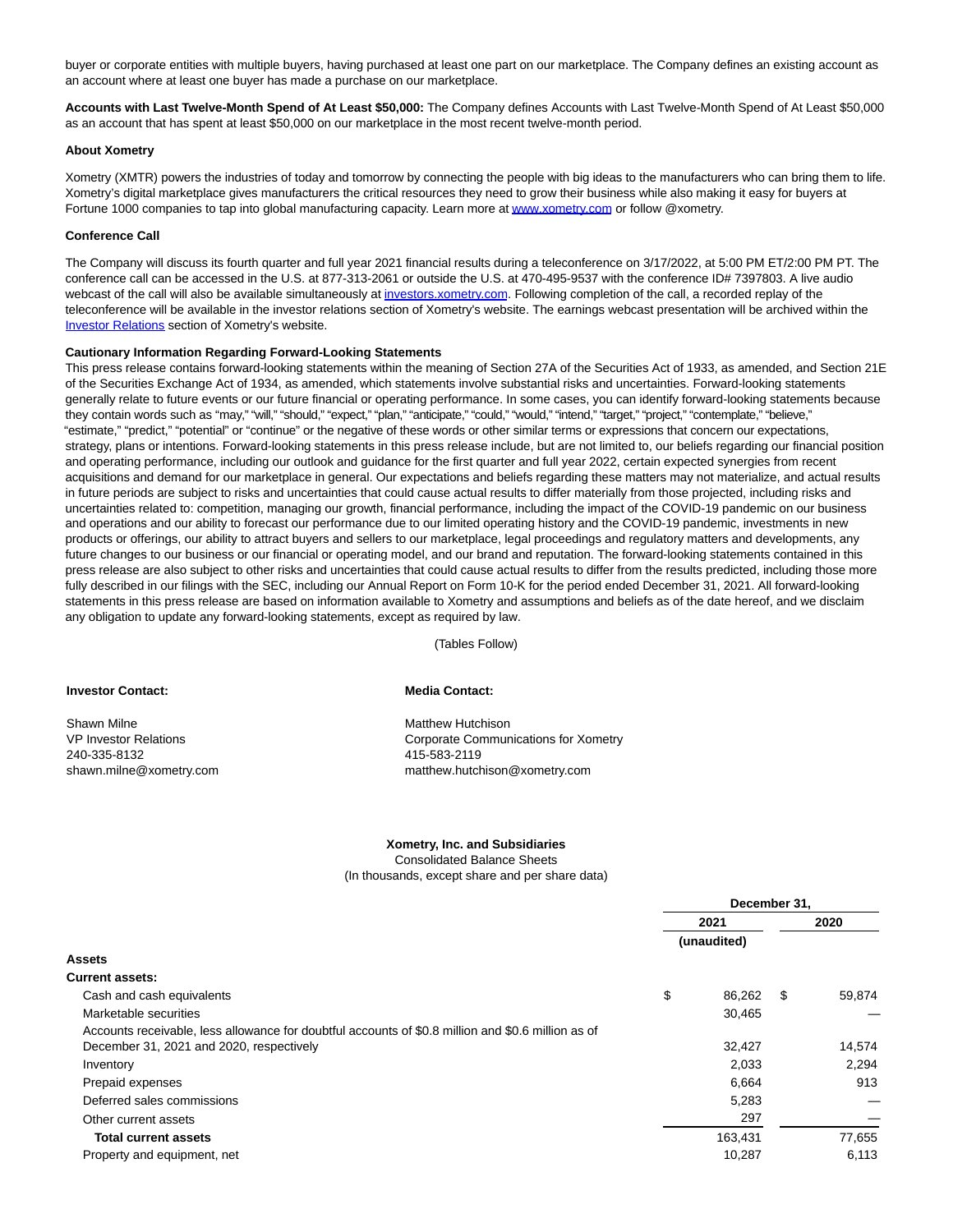buyer or corporate entities with multiple buyers, having purchased at least one part on our marketplace. The Company defines an existing account as an account where at least one buyer has made a purchase on our marketplace.

**Accounts with Last Twelve-Month Spend of At Least $50,000:** The Company defines Accounts with Last Twelve-Month Spend of At Least $50,000 as an account that has spent at least $50,000 on our marketplace in the most recent twelve-month period.

**About Xometry**

Xometry (XMTR) powers the industries of today and tomorrow by connecting the people with big ideas to the manufacturers who can bring them to life. Xometry's digital marketplace gives manufacturers the critical resources they need to grow their business while also making it easy for buyers at Fortune 1000 companies to tap into global manufacturing capacity. Learn more at www.xometry.com or follow @xometry.

**Conference Call**

The Company will discuss its fourth quarter and full year 2021 financial results during a teleconference on 3/17/2022, at 5:00 PM ET/2:00 PM PT. The conference call can be accessed in the U.S. at 877-313-2061 or outside the U.S. at 470-495-9537 with the conference ID# 7397803. A live audio webcast of the call will also be available simultaneously at investors.xometry.com. Following completion of the call, a recorded replay of the teleconference will be available in the investor relations section of Xometry's website. The earnings webcast presentation will be archived within the Investor Relations section of Xometry's website.

**Cautionary Information Regarding Forward-Looking Statements**

This press release contains forward-looking statements within the meaning of Section 27A of the Securities Act of 1933, as amended, and Section 21E of the Securities Exchange Act of 1934, as amended, which statements involve substantial risks and uncertainties. Forward-looking statements generally relate to future events or our future financial or operating performance. In some cases, you can identify forward-looking statements because they contain words such as "may," "will," "should," "expect," "plan," "anticipate," "could," "would," "intend," "target," "project," "contemplate," "believe," "estimate," "predict," "potential" or "continue" or the negative of these words or other similar terms or expressions that concern our expectations, strategy, plans or intentions. Forward-looking statements in this press release include, but are not limited to, our beliefs regarding our financial position and operating performance, including our outlook and guidance for the first quarter and full year 2022, certain expected synergies from recent acquisitions and demand for our marketplace in general. Our expectations and beliefs regarding these matters may not materialize, and actual results in future periods are subject to risks and uncertainties that could cause actual results to differ materially from those projected, including risks and uncertainties related to: competition, managing our growth, financial performance, including the impact of the COVID-19 pandemic on our business and operations and our ability to forecast our performance due to our limited operating history and the COVID-19 pandemic, investments in new products or offerings, our ability to attract buyers and sellers to our marketplace, legal proceedings and regulatory matters and developments, any future changes to our business or our financial or operating model, and our brand and reputation. The forward-looking statements contained in this press release are also subject to other risks and uncertainties that could cause actual results to differ from the results predicted, including those more fully described in our filings with the SEC, including our Annual Report on Form 10-K for the period ended December 31, 2021. All forward-looking statements in this press release are based on information available to Xometry and assumptions and beliefs as of the date hereof, and we disclaim any obligation to update any forward-looking statements, except as required by law.

(Tables Follow)

**Investor Contact:**

Shawn Milne
VP Investor Relations
240-335-8132
shawn.milne@xometry.com

**Media Contact:**

Matthew Hutchison
Corporate Communications for Xometry
415-583-2119
matthew.hutchison@xometry.com

**Xometry, Inc. and Subsidiaries**
Consolidated Balance Sheets
(In thousands, except share and per share data)

| | December 31, | |
|---|---|---|
| | 2021 | 2020 |
| | (unaudited) | |
| **Assets** | | |
| **Current assets:** | | |
| Cash and cash equivalents | $ 86,262 | $ 59,874 |
| Marketable securities | 30,465 | — |
| Accounts receivable, less allowance for doubtful accounts of $0.8 million and $0.6 million as of December 31, 2021 and 2020, respectively | 32,427 | 14,574 |
| Inventory | 2,033 | 2,294 |
| Prepaid expenses | 6,664 | 913 |
| Deferred sales commissions | 5,283 | — |
| Other current assets | 297 | — |
| **Total current assets** | 163,431 | 77,655 |
| Property and equipment, net | 10,287 | 6,113 |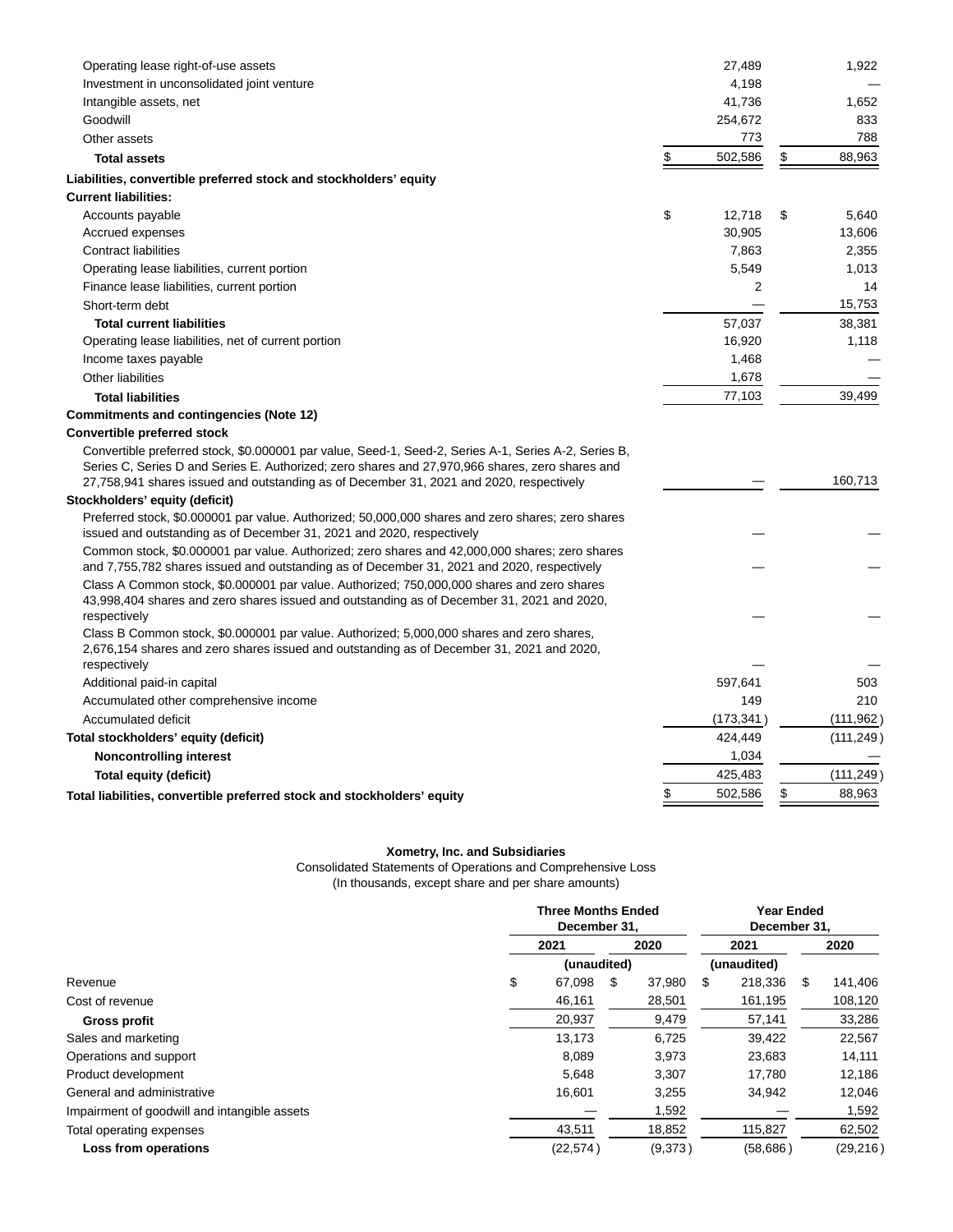| | 2021 | 2020 |
|---|---|---|
| Operating lease right-of-use assets | 27,489 | 1,922 |
| Investment in unconsolidated joint venture | 4,198 | — |
| Intangible assets, net | 41,736 | 1,652 |
| Goodwill | 254,672 | 833 |
| Other assets | 773 | 788 |
| **Total assets** | $ 502,586 | $ 88,963 |
| **Liabilities, convertible preferred stock and stockholders' equity** | | |
| **Current liabilities:** | | |
| Accounts payable | $ 12,718 | $ 5,640 |
| Accrued expenses | 30,905 | 13,606 |
| Contract liabilities | 7,863 | 2,355 |
| Operating lease liabilities, current portion | 5,549 | 1,013 |
| Finance lease liabilities, current portion | 2 | 14 |
| Short-term debt | — | 15,753 |
| **Total current liabilities** | 57,037 | 38,381 |
| Operating lease liabilities, net of current portion | 16,920 | 1,118 |
| Income taxes payable | 1,468 | — |
| Other liabilities | 1,678 | — |
| **Total liabilities** | 77,103 | 39,499 |
| **Commitments and contingencies (Note 12)** | | |
| **Convertible preferred stock** | | |
| Convertible preferred stock, $0.000001 par value, Seed-1, Seed-2, Series A-1, Series A-2, Series B, Series C, Series D and Series E. Authorized; zero shares and 27,970,966 shares, zero shares and 27,758,941 shares issued and outstanding as of December 31, 2021 and 2020, respectively | — | 160,713 |
| **Stockholders' equity (deficit)** | | |
| Preferred stock, $0.000001 par value. Authorized; 50,000,000 shares and zero shares; zero shares issued and outstanding as of December 31, 2021 and 2020, respectively | — | — |
| Common stock, $0.000001 par value. Authorized; zero shares and 42,000,000 shares; zero shares and 7,755,782 shares issued and outstanding as of December 31, 2021 and 2020, respectively | — | — |
| Class A Common stock, $0.000001 par value. Authorized; 750,000,000 shares and zero shares 43,998,404 shares and zero shares issued and outstanding as of December 31, 2021 and 2020, respectively | — | — |
| Class B Common stock, $0.000001 par value. Authorized; 5,000,000 shares and zero shares, 2,676,154 shares and zero shares issued and outstanding as of December 31, 2021 and 2020, respectively | — | — |
| Additional paid-in capital | 597,641 | 503 |
| Accumulated other comprehensive income | 149 | 210 |
| Accumulated deficit | (173,341) | (111,962) |
| **Total stockholders' equity (deficit)** | 424,449 | (111,249) |
| **Noncontrolling interest** | 1,034 | — |
| **Total equity (deficit)** | 425,483 | (111,249) |
| **Total liabilities, convertible preferred stock and stockholders' equity** | $ 502,586 | $ 88,963 |

**Xometry, Inc. and Subsidiaries**

Consolidated Statements of Operations and Comprehensive Loss

(In thousands, except share and per share amounts)

| | Three Months Ended December 31, | | Year Ended December 31, | |
|---|---|---|---|---|
| | 2021 | 2020 | 2021 | 2020 |
| | (unaudited) | | (unaudited) | |
| Revenue | $ 67,098 | $ 37,980 | $ 218,336 | $ 141,406 |
| Cost of revenue | 46,161 | 28,501 | 161,195 | 108,120 |
| **Gross profit** | 20,937 | 9,479 | 57,141 | 33,286 |
| Sales and marketing | 13,173 | 6,725 | 39,422 | 22,567 |
| Operations and support | 8,089 | 3,973 | 23,683 | 14,111 |
| Product development | 5,648 | 3,307 | 17,780 | 12,186 |
| General and administrative | 16,601 | 3,255 | 34,942 | 12,046 |
| Impairment of goodwill and intangible assets | — | 1,592 | — | 1,592 |
| Total operating expenses | 43,511 | 18,852 | 115,827 | 62,502 |
| **Loss from operations** | (22,574) | (9,373) | (58,686) | (29,216) |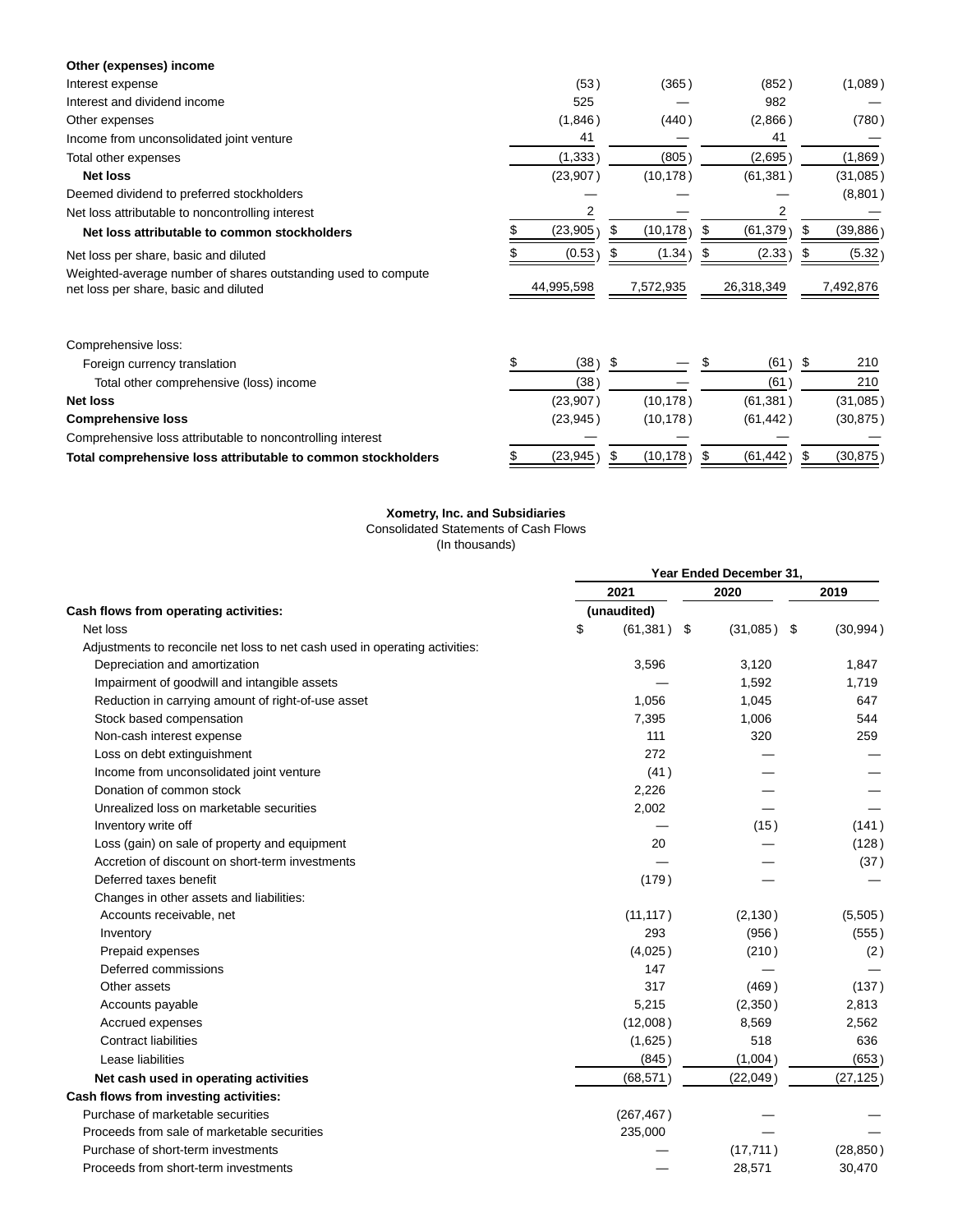| | | | | |
|---|---|---|---|---|
| **Other (expenses) income** | | | | |
| Interest expense | (53) | (365) | (852) | (1,089) |
| Interest and dividend income | 525 | — | 982 | — |
| Other expenses | (1,846) | (440) | (2,866) | (780) |
| Income from unconsolidated joint venture | 41 | — | 41 | — |
| Total other expenses | (1,333) | (805) | (2,695) | (1,869) |
| **Net loss** | (23,907) | (10,178) | (61,381) | (31,085) |
| Deemed dividend to preferred stockholders | — | — | — | (8,801) |
| Net loss attributable to noncontrolling interest | 2 | — | 2 | — |
| **Net loss attributable to common stockholders** | $ (23,905) | $ (10,178) | $ (61,379) | $ (39,886) |
| Net loss per share, basic and diluted | $ (0.53) | $ (1.34) | $ (2.33) | $ (5.32) |
| Weighted-average number of shares outstanding used to compute net loss per share, basic and diluted | 44,995,598 | 7,572,935 | 26,318,349 | 7,492,876 |
| | | | | |
| Comprehensive loss: | | | | |
| Foreign currency translation | $ (38) | $ — | $ (61) | $ 210 |
| Total other comprehensive (loss) income | (38) | — | (61) | 210 |
| **Net loss** | (23,907) | (10,178) | (61,381) | (31,085) |
| **Comprehensive loss** | (23,945) | (10,178) | (61,442) | (30,875) |
| Comprehensive loss attributable to noncontrolling interest | — | — | — | — |
| **Total comprehensive loss attributable to common stockholders** | $ (23,945) | $ (10,178) | $ (61,442) | $ (30,875) |

**Xometry, Inc. and Subsidiaries**
Consolidated Statements of Cash Flows
(In thousands)

| | Year Ended December 31, | | |
|---|---|---|---|
| | 2021 | 2020 | 2019 |
| **Cash flows from operating activities:** | (unaudited) | | |
| Net loss | $ (61,381) | $ (31,085) | $ (30,994) |
| Adjustments to reconcile net loss to net cash used in operating activities: | | | |
| Depreciation and amortization | 3,596 | 3,120 | 1,847 |
| Impairment of goodwill and intangible assets | — | 1,592 | 1,719 |
| Reduction in carrying amount of right-of-use asset | 1,056 | 1,045 | 647 |
| Stock based compensation | 7,395 | 1,006 | 544 |
| Non-cash interest expense | 111 | 320 | 259 |
| Loss on debt extinguishment | 272 | — | — |
| Income from unconsolidated joint venture | (41) | — | — |
| Donation of common stock | 2,226 | — | — |
| Unrealized loss on marketable securities | 2,002 | — | — |
| Inventory write off | — | (15) | (141) |
| Loss (gain) on sale of property and equipment | 20 | — | (128) |
| Accretion of discount on short-term investments | — | — | (37) |
| Deferred taxes benefit | (179) | — | — |
| Changes in other assets and liabilities: | | | |
| Accounts receivable, net | (11,117) | (2,130) | (5,505) |
| Inventory | 293 | (956) | (555) |
| Prepaid expenses | (4,025) | (210) | (2) |
| Deferred commissions | 147 | — | — |
| Other assets | 317 | (469) | (137) |
| Accounts payable | 5,215 | (2,350) | 2,813 |
| Accrued expenses | (12,008) | 8,569 | 2,562 |
| Contract liabilities | (1,625) | 518 | 636 |
| Lease liabilities | (845) | (1,004) | (653) |
| **Net cash used in operating activities** | (68,571) | (22,049) | (27,125) |
| **Cash flows from investing activities:** | | | |
| Purchase of marketable securities | (267,467) | — | — |
| Proceeds from sale of marketable securities | 235,000 | — | — |
| Purchase of short-term investments | — | (17,711) | (28,850) |
| Proceeds from short-term investments | — | 28,571 | 30,470 |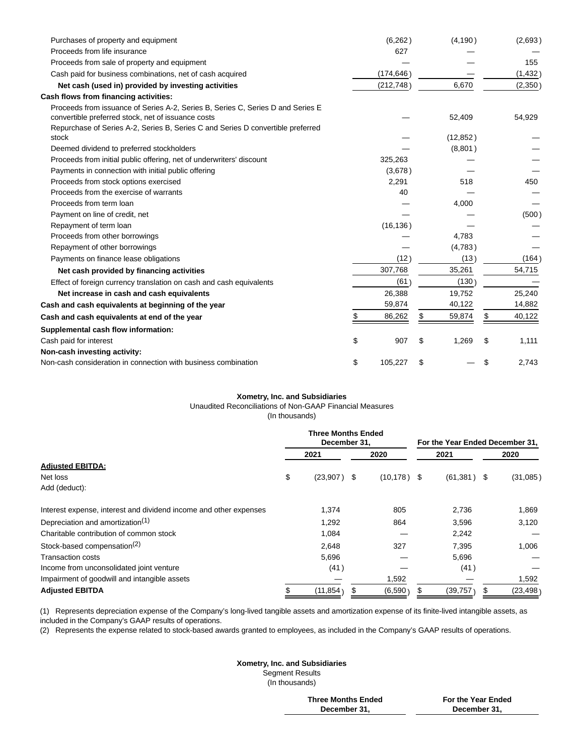| | | | |
|---|---|---|---|
| Purchases of property and equipment | (6,262) | (4,190) | (2,693) |
| Proceeds from life insurance | 627 | — | — |
| Proceeds from sale of property and equipment | — | — | 155 |
| Cash paid for business combinations, net of cash acquired | (174,646) | — | (1,432) |
| **Net cash (used in) provided by investing activities** | (212,748) | 6,670 | (2,350) |
| **Cash flows from financing activities:** | | | |
| Proceeds from issuance of Series A-2, Series B, Series C, Series D and Series E convertible preferred stock, net of issuance costs | — | 52,409 | 54,929 |
| Repurchase of Series A-2, Series B, Series C and Series D convertible preferred stock | — | (12,852) | — |
| Deemed dividend to preferred stockholders | — | (8,801) | — |
| Proceeds from initial public offering, net of underwriters' discount | 325,263 | — | — |
| Payments in connection with initial public offering | (3,678) | — | — |
| Proceeds from stock options exercised | 2,291 | 518 | 450 |
| Proceeds from the exercise of warrants | 40 | — | — |
| Proceeds from term loan | — | 4,000 | — |
| Payment on line of credit, net | — | — | (500) |
| Repayment of term loan | (16,136) | — | — |
| Proceeds from other borrowings | — | 4,783 | — |
| Repayment of other borrowings | — | (4,783) | — |
| Payments on finance lease obligations | (12) | (13) | (164) |
| **Net cash provided by financing activities** | 307,768 | 35,261 | 54,715 |
| Effect of foreign currency translation on cash and cash equivalents | (61) | (130) | — |
| **Net increase in cash and cash equivalents** | 26,388 | 19,752 | 25,240 |
| **Cash and cash equivalents at beginning of the year** | 59,874 | 40,122 | 14,882 |
| **Cash and cash equivalents at end of the year** | $ 86,262 | $ 59,874 | $ 40,122 |
| **Supplemental cash flow information:** | | | |
| Cash paid for interest | $ 907 | $ 1,269 | $ 1,111 |
| **Non-cash investing activity:** | | | |
| Non-cash consideration in connection with business combination | $ 105,227 | $ — | $ 2,743 |

**Xometry, Inc. and Subsidiaries**
Unaudited Reconciliations of Non-GAAP Financial Measures
(In thousands)

| | Three Months Ended December 31, | | For the Year Ended December 31, | |
|---|---|---|---|---|
| | 2021 | 2020 | 2021 | 2020 |
| **Adjusted EBITDA:** | | | | |
| Net loss | $ (23,907) | $ (10,178) | $ (61,381) | $ (31,085) |
| Add (deduct): | | | | |
| Interest expense, interest and dividend income and other expenses | 1,374 | 805 | 2,736 | 1,869 |
| Depreciation and amortization(1) | 1,292 | 864 | 3,596 | 3,120 |
| Charitable contribution of common stock | 1,084 | — | 2,242 | — |
| Stock-based compensation(2) | 2,648 | 327 | 7,395 | 1,006 |
| Transaction costs | 5,696 | — | 5,696 | — |
| Income from unconsolidated joint venture | (41) | — | (41) | — |
| Impairment of goodwill and intangible assets | — | 1,592 | — | 1,592 |
| **Adjusted EBITDA** | $ (11,854) | $ (6,590) | $ (39,757) | $ (23,498) |

(1) Represents depreciation expense of the Company's long-lived tangible assets and amortization expense of its finite-lived intangible assets, as included in the Company's GAAP results of operations.
(2) Represents the expense related to stock-based awards granted to employees, as included in the Company's GAAP results of operations.

**Xometry, Inc. and Subsidiaries**
Segment Results
(In thousands)

| Three Months Ended December 31, | For the Year Ended December 31, |
|---|---|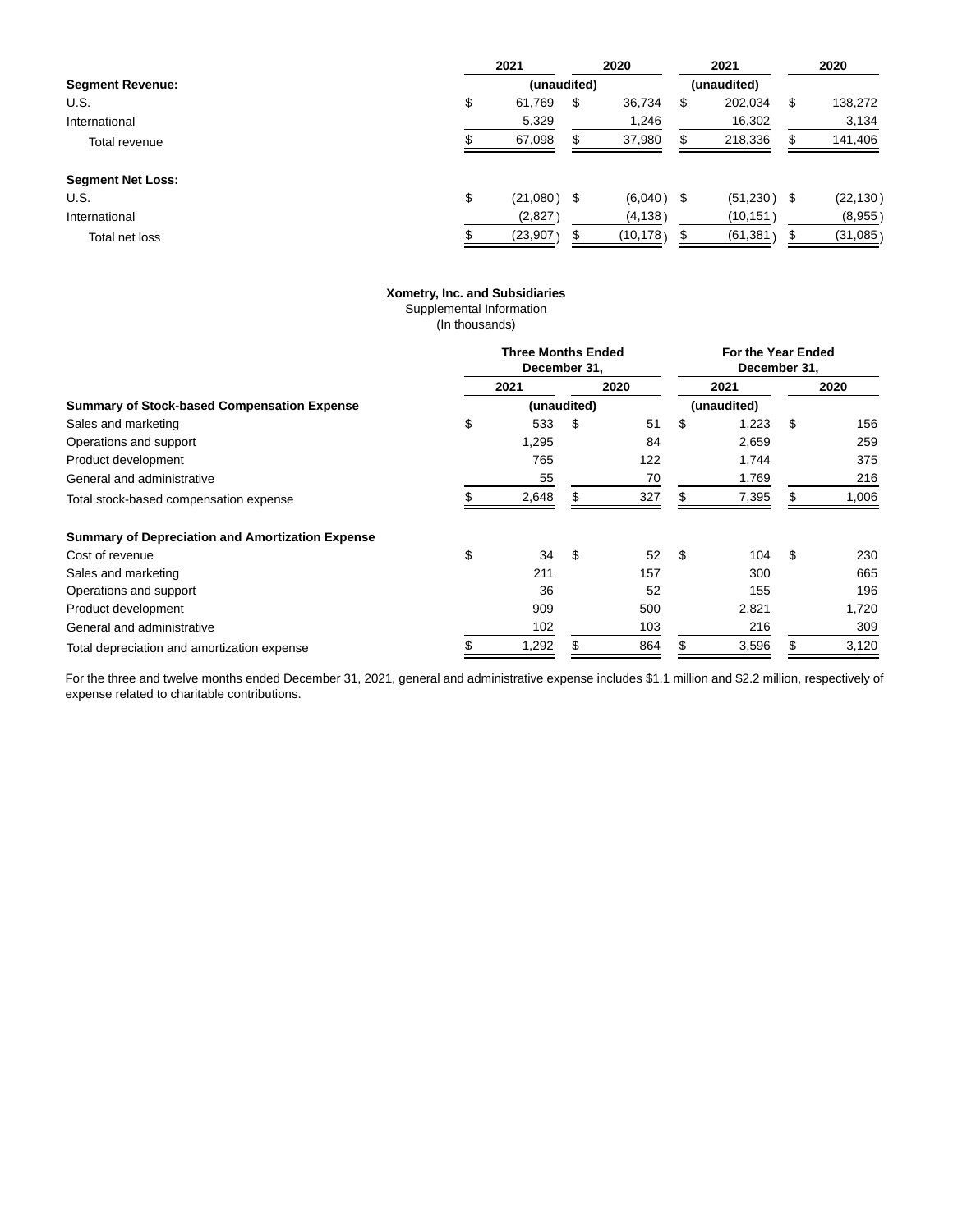| | 2021 | 2020 | 2021 | 2020 |
|---|---|---|---|---|
| **Segment Revenue:** | (unaudited) | | (unaudited) | |
| U.S. | $ 61,769 | $ 36,734 | $ 202,034 | $ 138,272 |
| International | 5,329 | 1,246 | 16,302 | 3,134 |
| Total revenue | $ 67,098 | $ 37,980 | $ 218,336 | $ 141,406 |
| **Segment Net Loss:** | | | | |
| U.S. | $ (21,080) | $ (6,040) | $ (51,230) | $ (22,130) |
| International | (2,827) | (4,138) | (10,151) | (8,955) |
| Total net loss | $ (23,907) | $ (10,178) | $ (61,381) | $ (31,085) |

**Xometry, Inc. and Subsidiaries**

Supplemental Information

(In thousands)

| | Three Months Ended December 31, | | For the Year Ended December 31, | |
|---|---|---|---|---|
| | 2021 | 2020 | 2021 | 2020 |
| **Summary of Stock-based Compensation Expense** | (unaudited) | | (unaudited) | |
| Sales and marketing | $ 533 | $ 51 | $ 1,223 | $ 156 |
| Operations and support | 1,295 | 84 | 2,659 | 259 |
| Product development | 765 | 122 | 1,744 | 375 |
| General and administrative | 55 | 70 | 1,769 | 216 |
| Total stock-based compensation expense | $ 2,648 | $ 327 | $ 7,395 | $ 1,006 |
| **Summary of Depreciation and Amortization Expense** | | | | |
| Cost of revenue | $ 34 | $ 52 | $ 104 | $ 230 |
| Sales and marketing | 211 | 157 | 300 | 665 |
| Operations and support | 36 | 52 | 155 | 196 |
| Product development | 909 | 500 | 2,821 | 1,720 |
| General and administrative | 102 | 103 | 216 | 309 |
| Total depreciation and amortization expense | $ 1,292 | $ 864 | $ 3,596 | $ 3,120 |

For the three and twelve months ended December 31, 2021, general and administrative expense includes $1.1 million and $2.2 million, respectively of expense related to charitable contributions.